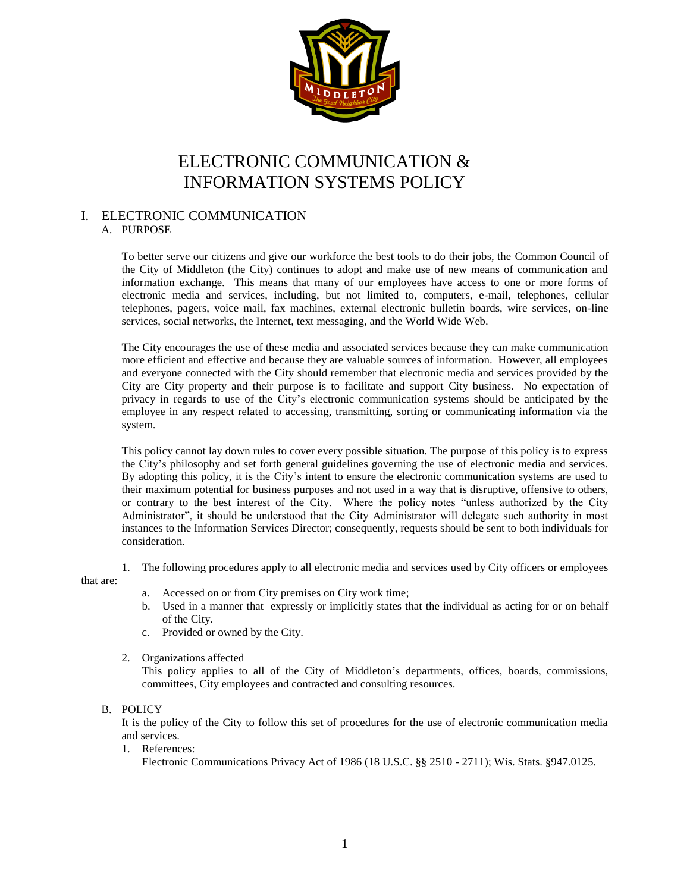# ELECTRONIC COMMUNICATION & INFORMATION SYSTEMS POLICY

## I. ELECTRONIC COMMUNICATION

### A. PURPOSE

To better serve our citizens and give our workforce the best tools to do their jobs, the Common Council of the City of Middleton (the City) continues to adopt and make use of new means of communication and information exchange. This means that many of our employees have access to one or more forms of electronic media and services, including, but not limited to, computers, e-mail, telephones, cellular telephones, pagers, voice mail, fax machines, external electronic bulletin boards, wire services, on-line services, social networks, the Internet, text messaging, and the World Wide Web.

The City encourages the use of these media and associated services because they can make communication more efficient and effective and because they are valuable sources of information. However, all employees and everyone connected with the City should remember that electronic media and services provided by the City are City property and their purpose is to facilitate and support City business. No expectation of privacy in regards to use of the City's electronic communication systems should be anticipated by the employee in any respect related to accessing, transmitting, sorting or communicating information via the system.

This policy cannot lay down rules to cover every possible situation. The purpose of this policy is to express the City's philosophy and set forth general guidelines governing the use of electronic media and services. By adopting this policy, it is the City's intent to ensure the electronic communication systems are used to their maximum potential for business purposes and not used in a way that is disruptive, offensive to others, or contrary to the best interest of the City. Where the policy notes "unless authorized by the City Administrator", it should be understood that the City Administrator will delegate such authority in most instances to the Information Services Director; consequently, requests should be sent to both individuals for consideration.

1. The following procedures apply to all electronic media and services used by City officers or employees that are:
   a. Accessed on or from City premises on City work time;
   b. Used in a manner that expressly or implicitly states that the individual as acting for or on behalf of the City.
   c. Provided or owned by the City.

2. Organizations affected
   This policy applies to all of the City of Middleton's departments, offices, boards, commissions, committees, City employees and contracted and consulting resources.

### B. POLICY

It is the policy of the City to follow this set of procedures for the use of electronic communication media and services.

1. References:
   Electronic Communications Privacy Act of 1986 (18 U.S.C. §§ 2510 - 2711); Wis. Stats. §947.0125.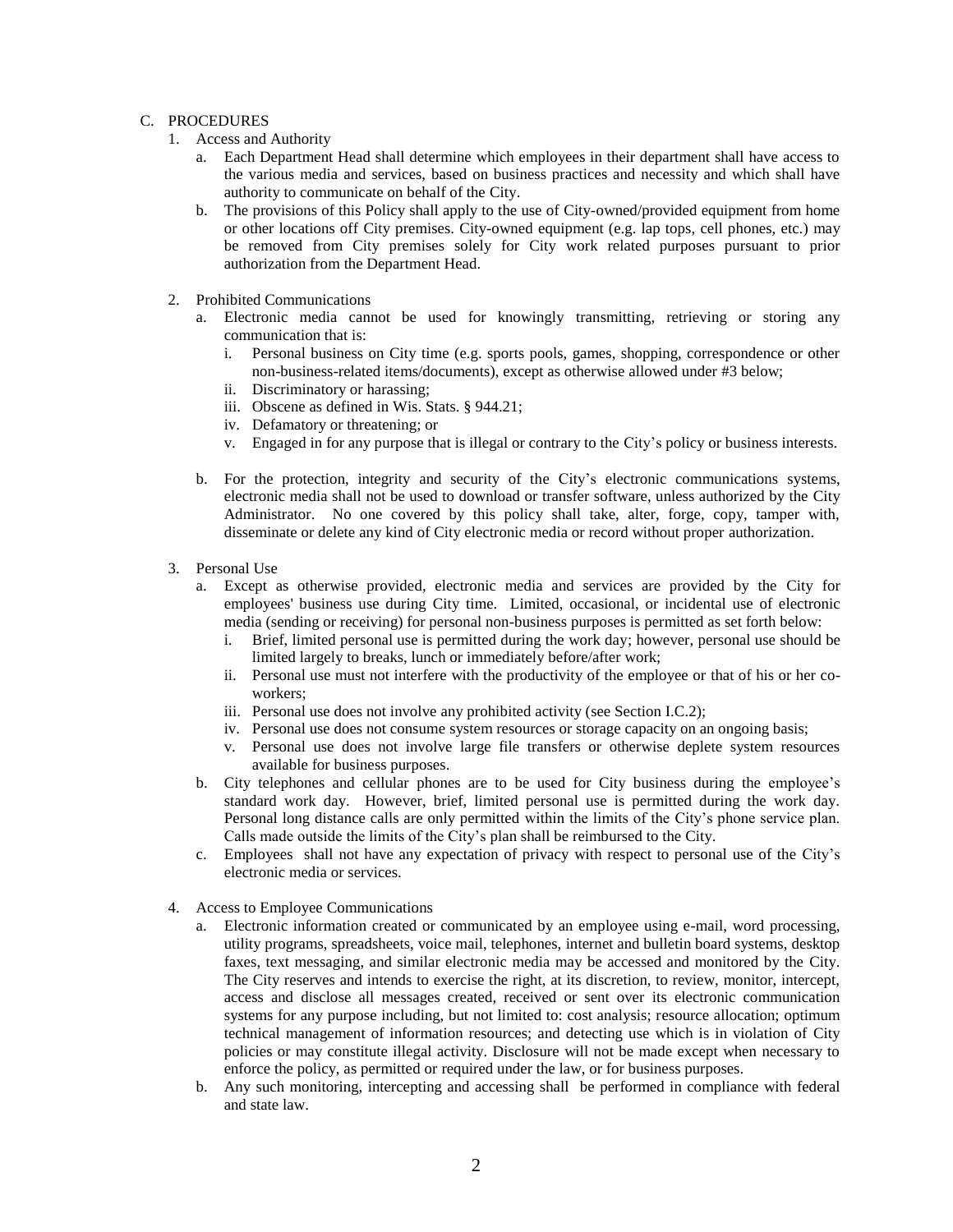C. PROCEDURES

1. Access and Authority
   a. Each Department Head shall determine which employees in their department shall have access to the various media and services, based on business practices and necessity and which shall have authority to communicate on behalf of the City.
   b. The provisions of this Policy shall apply to the use of City-owned/provided equipment from home or other locations off City premises. City-owned equipment (e.g. lap tops, cell phones, etc.) may be removed from City premises solely for City work related purposes pursuant to prior authorization from the Department Head.

2. Prohibited Communications
   a. Electronic media cannot be used for knowingly transmitting, retrieving or storing any communication that is:
      i. Personal business on City time (e.g. sports pools, games, shopping, correspondence or other non-business-related items/documents), except as otherwise allowed under #3 below;
      ii. Discriminatory or harassing;
      iii. Obscene as defined in Wis. Stats. § 944.21;
      iv. Defamatory or threatening; or
      v. Engaged in for any purpose that is illegal or contrary to the City's policy or business interests.

   b. For the protection, integrity and security of the City's electronic communications systems, electronic media shall not be used to download or transfer software, unless authorized by the City Administrator. No one covered by this policy shall take, alter, forge, copy, tamper with, disseminate or delete any kind of City electronic media or record without proper authorization.

3. Personal Use
   a. Except as otherwise provided, electronic media and services are provided by the City for employees' business use during City time. Limited, occasional, or incidental use of electronic media (sending or receiving) for personal non-business purposes is permitted as set forth below:
      i. Brief, limited personal use is permitted during the work day; however, personal use should be limited largely to breaks, lunch or immediately before/after work;
      ii. Personal use must not interfere with the productivity of the employee or that of his or her co-workers;
      iii. Personal use does not involve any prohibited activity (see Section I.C.2);
      iv. Personal use does not consume system resources or storage capacity on an ongoing basis;
      v. Personal use does not involve large file transfers or otherwise deplete system resources available for business purposes.
   b. City telephones and cellular phones are to be used for City business during the employee's standard work day. However, brief, limited personal use is permitted during the work day. Personal long distance calls are only permitted within the limits of the City's phone service plan. Calls made outside the limits of the City's plan shall be reimbursed to the City.
   c. Employees shall not have any expectation of privacy with respect to personal use of the City's electronic media or services.

4. Access to Employee Communications
   a. Electronic information created or communicated by an employee using e-mail, word processing, utility programs, spreadsheets, voice mail, telephones, internet and bulletin board systems, desktop faxes, text messaging, and similar electronic media may be accessed and monitored by the City. The City reserves and intends to exercise the right, at its discretion, to review, monitor, intercept, access and disclose all messages created, received or sent over its electronic communication systems for any purpose including, but not limited to: cost analysis; resource allocation; optimum technical management of information resources; and detecting use which is in violation of City policies or may constitute illegal activity. Disclosure will not be made except when necessary to enforce the policy, as permitted or required under the law, or for business purposes.
   b. Any such monitoring, intercepting and accessing shall be performed in compliance with federal and state law.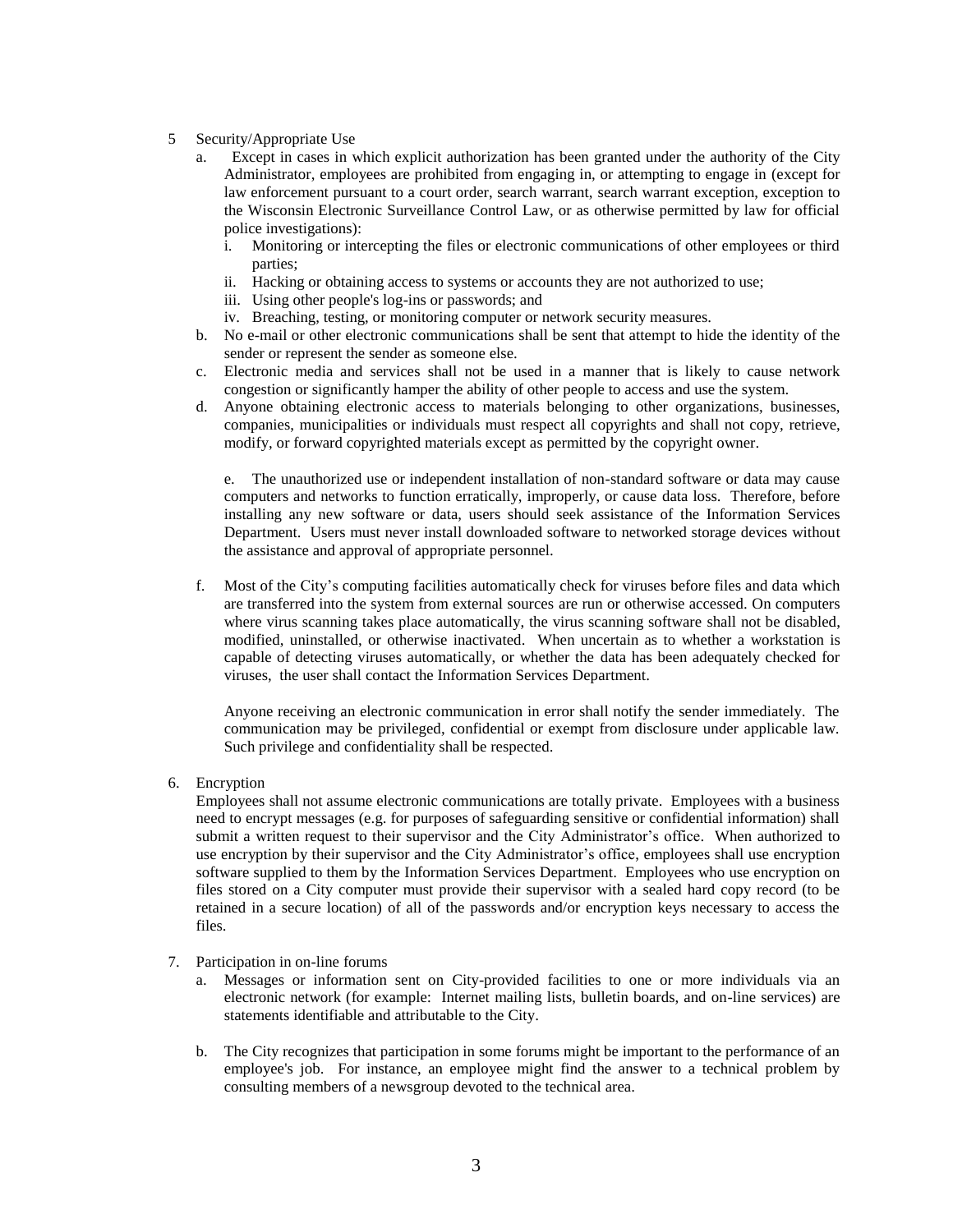5 Security/Appropriate Use

a. Except in cases in which explicit authorization has been granted under the authority of the City Administrator, employees are prohibited from engaging in, or attempting to engage in (except for law enforcement pursuant to a court order, search warrant, search warrant exception, exception to the Wisconsin Electronic Surveillance Control Law, or as otherwise permitted by law for official police investigations):

   i. Monitoring or intercepting the files or electronic communications of other employees or third parties;
   ii. Hacking or obtaining access to systems or accounts they are not authorized to use;
   iii. Using other people's log-ins or passwords; and
   iv. Breaching, testing, or monitoring computer or network security measures.

b. No e-mail or other electronic communications shall be sent that attempt to hide the identity of the sender or represent the sender as someone else.

c. Electronic media and services shall not be used in a manner that is likely to cause network congestion or significantly hamper the ability of other people to access and use the system.

d. Anyone obtaining electronic access to materials belonging to other organizations, businesses, companies, municipalities or individuals must respect all copyrights and shall not copy, retrieve, modify, or forward copyrighted materials except as permitted by the copyright owner.

e. The unauthorized use or independent installation of non-standard software or data may cause computers and networks to function erratically, improperly, or cause data loss. Therefore, before installing any new software or data, users should seek assistance of the Information Services Department. Users must never install downloaded software to networked storage devices without the assistance and approval of appropriate personnel.

f. Most of the City's computing facilities automatically check for viruses before files and data which are transferred into the system from external sources are run or otherwise accessed. On computers where virus scanning takes place automatically, the virus scanning software shall not be disabled, modified, uninstalled, or otherwise inactivated. When uncertain as to whether a workstation is capable of detecting viruses automatically, or whether the data has been adequately checked for viruses, the user shall contact the Information Services Department.

Anyone receiving an electronic communication in error shall notify the sender immediately. The communication may be privileged, confidential or exempt from disclosure under applicable law. Such privilege and confidentiality shall be respected.

6. Encryption

Employees shall not assume electronic communications are totally private. Employees with a business need to encrypt messages (e.g. for purposes of safeguarding sensitive or confidential information) shall submit a written request to their supervisor and the City Administrator's office. When authorized to use encryption by their supervisor and the City Administrator's office, employees shall use encryption software supplied to them by the Information Services Department. Employees who use encryption on files stored on a City computer must provide their supervisor with a sealed hard copy record (to be retained in a secure location) of all of the passwords and/or encryption keys necessary to access the files.

7. Participation in on-line forums

a. Messages or information sent on City-provided facilities to one or more individuals via an electronic network (for example: Internet mailing lists, bulletin boards, and on-line services) are statements identifiable and attributable to the City.

b. The City recognizes that participation in some forums might be important to the performance of an employee's job. For instance, an employee might find the answer to a technical problem by consulting members of a newsgroup devoted to the technical area.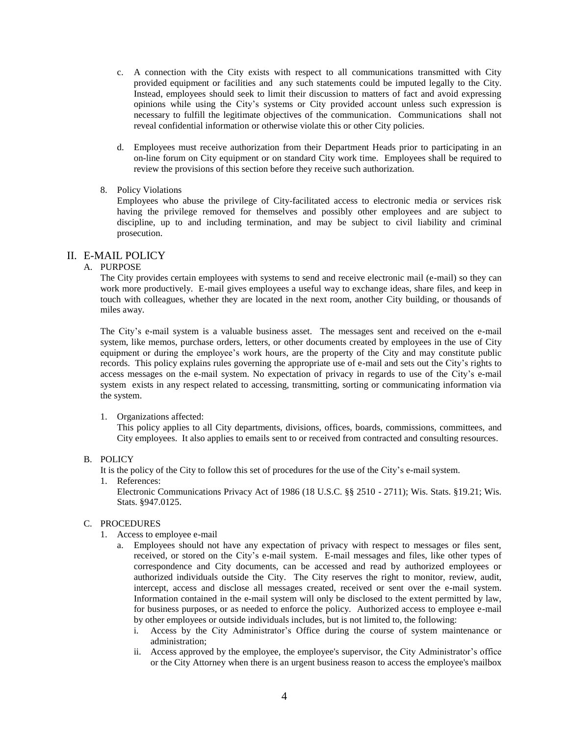c. A connection with the City exists with respect to all communications transmitted with City provided equipment or facilities and any such statements could be imputed legally to the City. Instead, employees should seek to limit their discussion to matters of fact and avoid expressing opinions while using the City's systems or City provided account unless such expression is necessary to fulfill the legitimate objectives of the communication. Communications shall not reveal confidential information or otherwise violate this or other City policies.

d. Employees must receive authorization from their Department Heads prior to participating in an on-line forum on City equipment or on standard City work time. Employees shall be required to review the provisions of this section before they receive such authorization.

8. Policy Violations

Employees who abuse the privilege of City-facilitated access to electronic media or services risk having the privilege removed for themselves and possibly other employees and are subject to discipline, up to and including termination, and may be subject to civil liability and criminal prosecution.

## II. E-MAIL POLICY

### A. PURPOSE

The City provides certain employees with systems to send and receive electronic mail (e-mail) so they can work more productively. E-mail gives employees a useful way to exchange ideas, share files, and keep in touch with colleagues, whether they are located in the next room, another City building, or thousands of miles away.

The City's e-mail system is a valuable business asset. The messages sent and received on the e-mail system, like memos, purchase orders, letters, or other documents created by employees in the use of City equipment or during the employee's work hours, are the property of the City and may constitute public records. This policy explains rules governing the appropriate use of e-mail and sets out the City's rights to access messages on the e-mail system. No expectation of privacy in regards to use of the City's e-mail system exists in any respect related to accessing, transmitting, sorting or communicating information via the system.

1. Organizations affected:

This policy applies to all City departments, divisions, offices, boards, commissions, committees, and City employees. It also applies to emails sent to or received from contracted and consulting resources.

### B. POLICY

It is the policy of the City to follow this set of procedures for the use of the City's e-mail system.

1. References:

Electronic Communications Privacy Act of 1986 (18 U.S.C. §§ 2510 - 2711); Wis. Stats. §19.21; Wis. Stats. §947.0125.

### C. PROCEDURES

1. Access to employee e-mail
   a. Employees should not have any expectation of privacy with respect to messages or files sent, received, or stored on the City's e-mail system. E-mail messages and files, like other types of correspondence and City documents, can be accessed and read by authorized employees or authorized individuals outside the City. The City reserves the right to monitor, review, audit, intercept, access and disclose all messages created, received or sent over the e-mail system. Information contained in the e-mail system will only be disclosed to the extent permitted by law, for business purposes, or as needed to enforce the policy. Authorized access to employee e-mail by other employees or outside individuals includes, but is not limited to, the following:
      i. Access by the City Administrator's Office during the course of system maintenance or administration;
      ii. Access approved by the employee, the employee's supervisor, the City Administrator's office or the City Attorney when there is an urgent business reason to access the employee's mailbox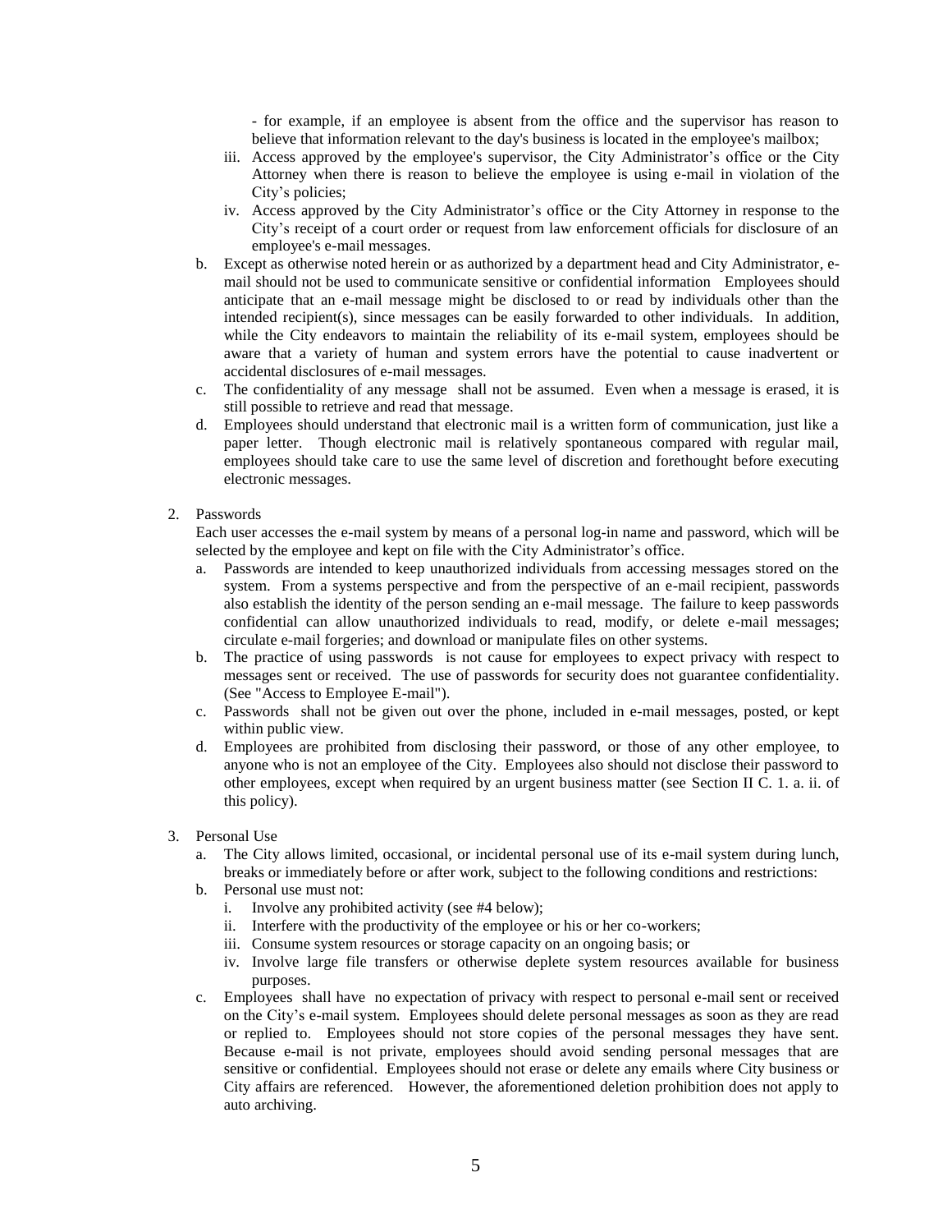- for example, if an employee is absent from the office and the supervisor has reason to believe that information relevant to the day's business is located in the employee's mailbox;

   iii. Access approved by the employee's supervisor, the City Administrator's office or the City Attorney when there is reason to believe the employee is using e-mail in violation of the City's policies;

   iv. Access approved by the City Administrator's office or the City Attorney in response to the City's receipt of a court order or request from law enforcement officials for disclosure of an employee's e-mail messages.

b. Except as otherwise noted herein or as authorized by a department head and City Administrator, e-mail should not be used to communicate sensitive or confidential information Employees should anticipate that an e-mail message might be disclosed to or read by individuals other than the intended recipient(s), since messages can be easily forwarded to other individuals. In addition, while the City endeavors to maintain the reliability of its e-mail system, employees should be aware that a variety of human and system errors have the potential to cause inadvertent or accidental disclosures of e-mail messages.

c. The confidentiality of any message shall not be assumed. Even when a message is erased, it is still possible to retrieve and read that message.

d. Employees should understand that electronic mail is a written form of communication, just like a paper letter. Though electronic mail is relatively spontaneous compared with regular mail, employees should take care to use the same level of discretion and forethought before executing electronic messages.

2. Passwords

   Each user accesses the e-mail system by means of a personal log-in name and password, which will be selected by the employee and kept on file with the City Administrator's office.

   a. Passwords are intended to keep unauthorized individuals from accessing messages stored on the system. From a systems perspective and from the perspective of an e-mail recipient, passwords also establish the identity of the person sending an e-mail message. The failure to keep passwords confidential can allow unauthorized individuals to read, modify, or delete e-mail messages; circulate e-mail forgeries; and download or manipulate files on other systems.

   b. The practice of using passwords is not cause for employees to expect privacy with respect to messages sent or received. The use of passwords for security does not guarantee confidentiality. (See "Access to Employee E-mail").

   c. Passwords shall not be given out over the phone, included in e-mail messages, posted, or kept within public view.

   d. Employees are prohibited from disclosing their password, or those of any other employee, to anyone who is not an employee of the City. Employees also should not disclose their password to other employees, except when required by an urgent business matter (see Section II C. 1. a. ii. of this policy).

3. Personal Use

   a. The City allows limited, occasional, or incidental personal use of its e-mail system during lunch, breaks or immediately before or after work, subject to the following conditions and restrictions:

   b. Personal use must not:

      i. Involve any prohibited activity (see #4 below);

      ii. Interfere with the productivity of the employee or his or her co-workers;

      iii. Consume system resources or storage capacity on an ongoing basis; or

      iv. Involve large file transfers or otherwise deplete system resources available for business purposes.

   c. Employees shall have no expectation of privacy with respect to personal e-mail sent or received on the City's e-mail system. Employees should delete personal messages as soon as they are read or replied to. Employees should not store copies of the personal messages they have sent. Because e-mail is not private, employees should avoid sending personal messages that are sensitive or confidential. Employees should not erase or delete any emails where City business or City affairs are referenced. However, the aforementioned deletion prohibition does not apply to auto archiving.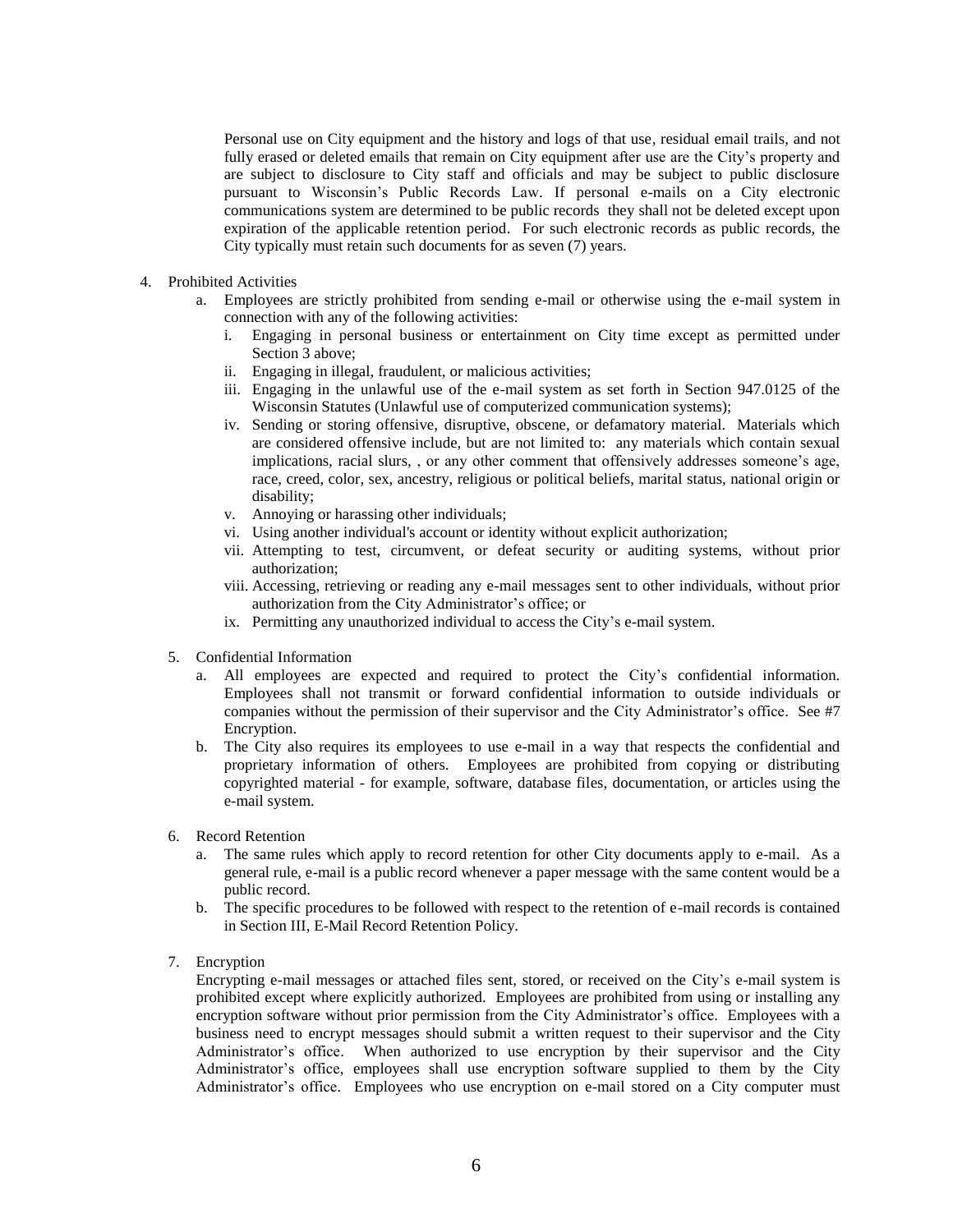Personal use on City equipment and the history and logs of that use, residual email trails, and not fully erased or deleted emails that remain on City equipment after use are the City's property and are subject to disclosure to City staff and officials and may be subject to public disclosure pursuant to Wisconsin's Public Records Law. If personal e-mails on a City electronic communications system are determined to be public records they shall not be deleted except upon expiration of the applicable retention period. For such electronic records as public records, the City typically must retain such documents for as seven (7) years.

4. Prohibited Activities
   a. Employees are strictly prohibited from sending e-mail or otherwise using the e-mail system in connection with any of the following activities:
      i. Engaging in personal business or entertainment on City time except as permitted under Section 3 above;
      ii. Engaging in illegal, fraudulent, or malicious activities;
      iii. Engaging in the unlawful use of the e-mail system as set forth in Section 947.0125 of the Wisconsin Statutes (Unlawful use of computerized communication systems);
      iv. Sending or storing offensive, disruptive, obscene, or defamatory material. Materials which are considered offensive include, but are not limited to: any materials which contain sexual implications, racial slurs, , or any other comment that offensively addresses someone's age, race, creed, color, sex, ancestry, religious or political beliefs, marital status, national origin or disability;
      v. Annoying or harassing other individuals;
      vi. Using another individual's account or identity without explicit authorization;
      vii. Attempting to test, circumvent, or defeat security or auditing systems, without prior authorization;
      viii. Accessing, retrieving or reading any e-mail messages sent to other individuals, without prior authorization from the City Administrator's office; or
      ix. Permitting any unauthorized individual to access the City's e-mail system.

5. Confidential Information
   a. All employees are expected and required to protect the City's confidential information. Employees shall not transmit or forward confidential information to outside individuals or companies without the permission of their supervisor and the City Administrator's office. See #7 Encryption.
   b. The City also requires its employees to use e-mail in a way that respects the confidential and proprietary information of others. Employees are prohibited from copying or distributing copyrighted material - for example, software, database files, documentation, or articles using the e-mail system.

6. Record Retention
   a. The same rules which apply to record retention for other City documents apply to e-mail. As a general rule, e-mail is a public record whenever a paper message with the same content would be a public record.
   b. The specific procedures to be followed with respect to the retention of e-mail records is contained in Section III, E-Mail Record Retention Policy.

7. Encryption

   Encrypting e-mail messages or attached files sent, stored, or received on the City's e-mail system is prohibited except where explicitly authorized. Employees are prohibited from using or installing any encryption software without prior permission from the City Administrator's office. Employees with a business need to encrypt messages should submit a written request to their supervisor and the City Administrator's office. When authorized to use encryption by their supervisor and the City Administrator's office, employees shall use encryption software supplied to them by the City Administrator's office. Employees who use encryption on e-mail stored on a City computer must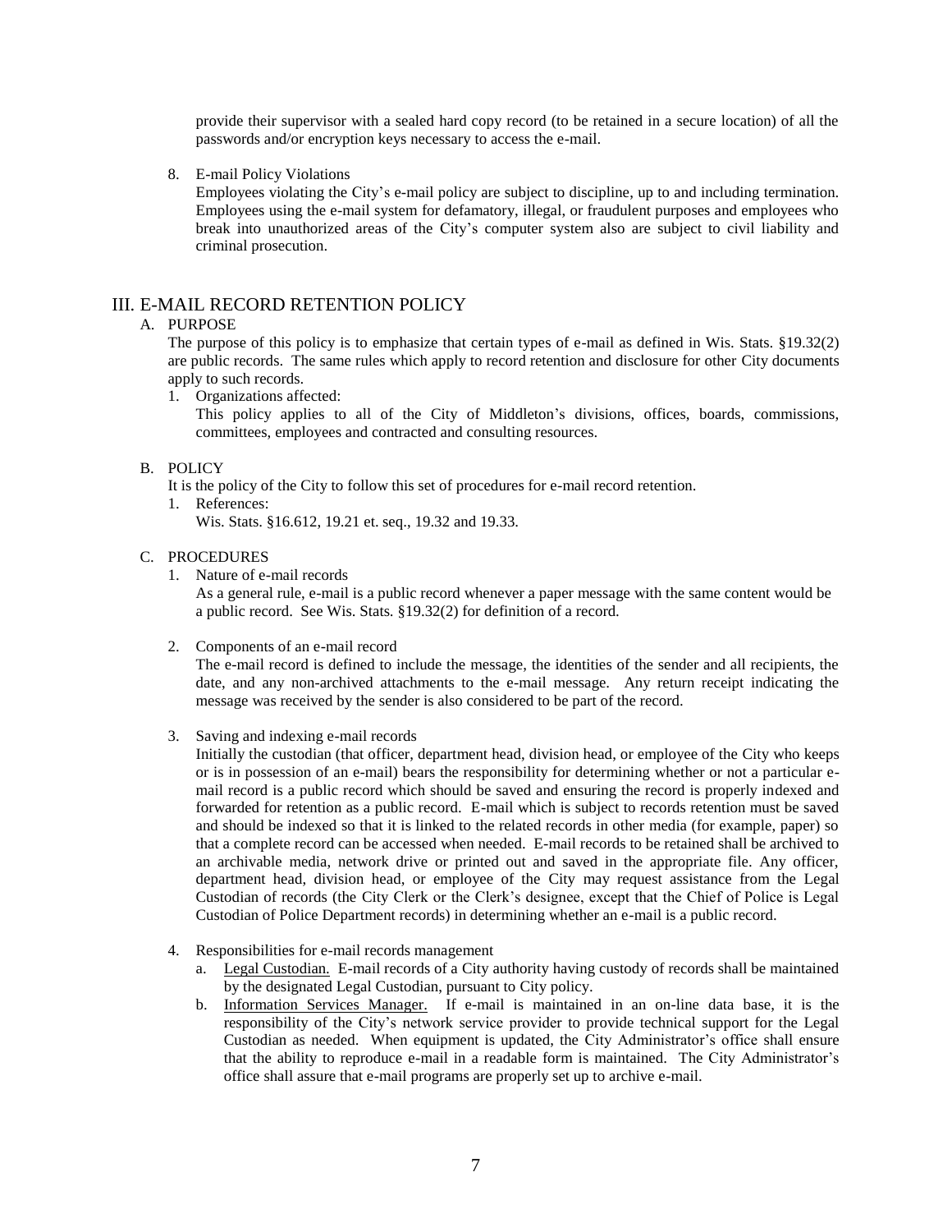provide their supervisor with a sealed hard copy record (to be retained in a secure location) of all the passwords and/or encryption keys necessary to access the e-mail.

8. E-mail Policy Violations

   Employees violating the City's e-mail policy are subject to discipline, up to and including termination. Employees using the e-mail system for defamatory, illegal, or fraudulent purposes and employees who break into unauthorized areas of the City's computer system also are subject to civil liability and criminal prosecution.

## III. E-MAIL RECORD RETENTION POLICY

### A. PURPOSE

The purpose of this policy is to emphasize that certain types of e-mail as defined in Wis. Stats. §19.32(2) are public records. The same rules which apply to record retention and disclosure for other City documents apply to such records.

1. Organizations affected:

   This policy applies to all of the City of Middleton's divisions, offices, boards, commissions, committees, employees and contracted and consulting resources.

### B. POLICY

It is the policy of the City to follow this set of procedures for e-mail record retention.

1. References:

   Wis. Stats. §16.612, 19.21 et. seq., 19.32 and 19.33.

### C. PROCEDURES

1. Nature of e-mail records

   As a general rule, e-mail is a public record whenever a paper message with the same content would be a public record. See Wis. Stats. §19.32(2) for definition of a record.

2. Components of an e-mail record

   The e-mail record is defined to include the message, the identities of the sender and all recipients, the date, and any non-archived attachments to the e-mail message. Any return receipt indicating the message was received by the sender is also considered to be part of the record.

3. Saving and indexing e-mail records

   Initially the custodian (that officer, department head, division head, or employee of the City who keeps or is in possession of an e-mail) bears the responsibility for determining whether or not a particular e-mail record is a public record which should be saved and ensuring the record is properly indexed and forwarded for retention as a public record. E-mail which is subject to records retention must be saved and should be indexed so that it is linked to the related records in other media (for example, paper) so that a complete record can be accessed when needed. E-mail records to be retained shall be archived to an archivable media, network drive or printed out and saved in the appropriate file. Any officer, department head, division head, or employee of the City may request assistance from the Legal Custodian of records (the City Clerk or the Clerk's designee, except that the Chief of Police is Legal Custodian of Police Department records) in determining whether an e-mail is a public record.

4. Responsibilities for e-mail records management

   a. Legal Custodian. E-mail records of a City authority having custody of records shall be maintained by the designated Legal Custodian, pursuant to City policy.

   b. Information Services Manager. If e-mail is maintained in an on-line data base, it is the responsibility of the City's network service provider to provide technical support for the Legal Custodian as needed. When equipment is updated, the City Administrator's office shall ensure that the ability to reproduce e-mail in a readable form is maintained. The City Administrator's office shall assure that e-mail programs are properly set up to archive e-mail.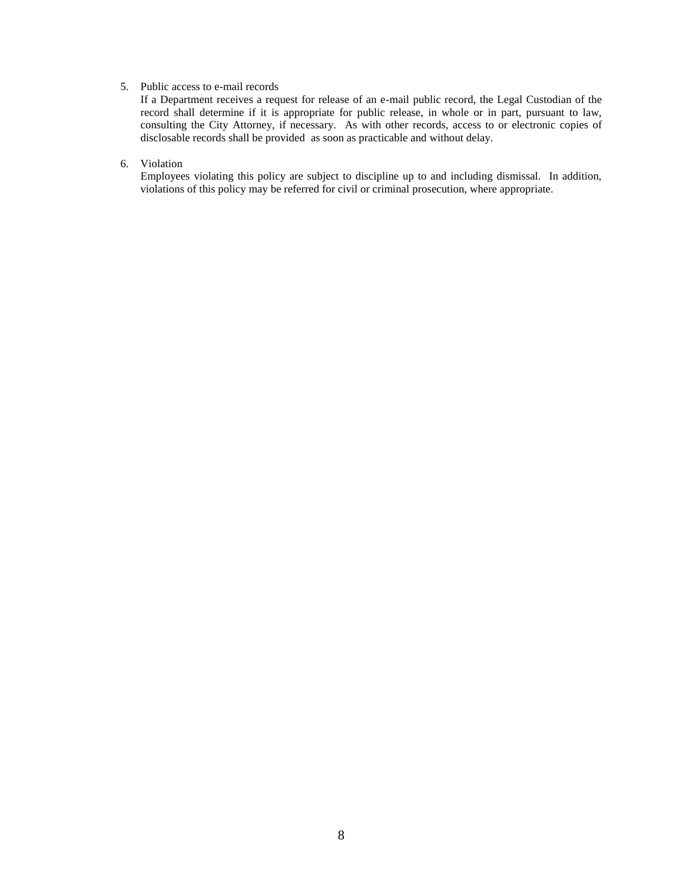5. Public access to e-mail records

   If a Department receives a request for release of an e-mail public record, the Legal Custodian of the record shall determine if it is appropriate for public release, in whole or in part, pursuant to law, consulting the City Attorney, if necessary. As with other records, access to or electronic copies of disclosable records shall be provided as soon as practicable and without delay.

6. Violation

   Employees violating this policy are subject to discipline up to and including dismissal. In addition, violations of this policy may be referred for civil or criminal prosecution, where appropriate.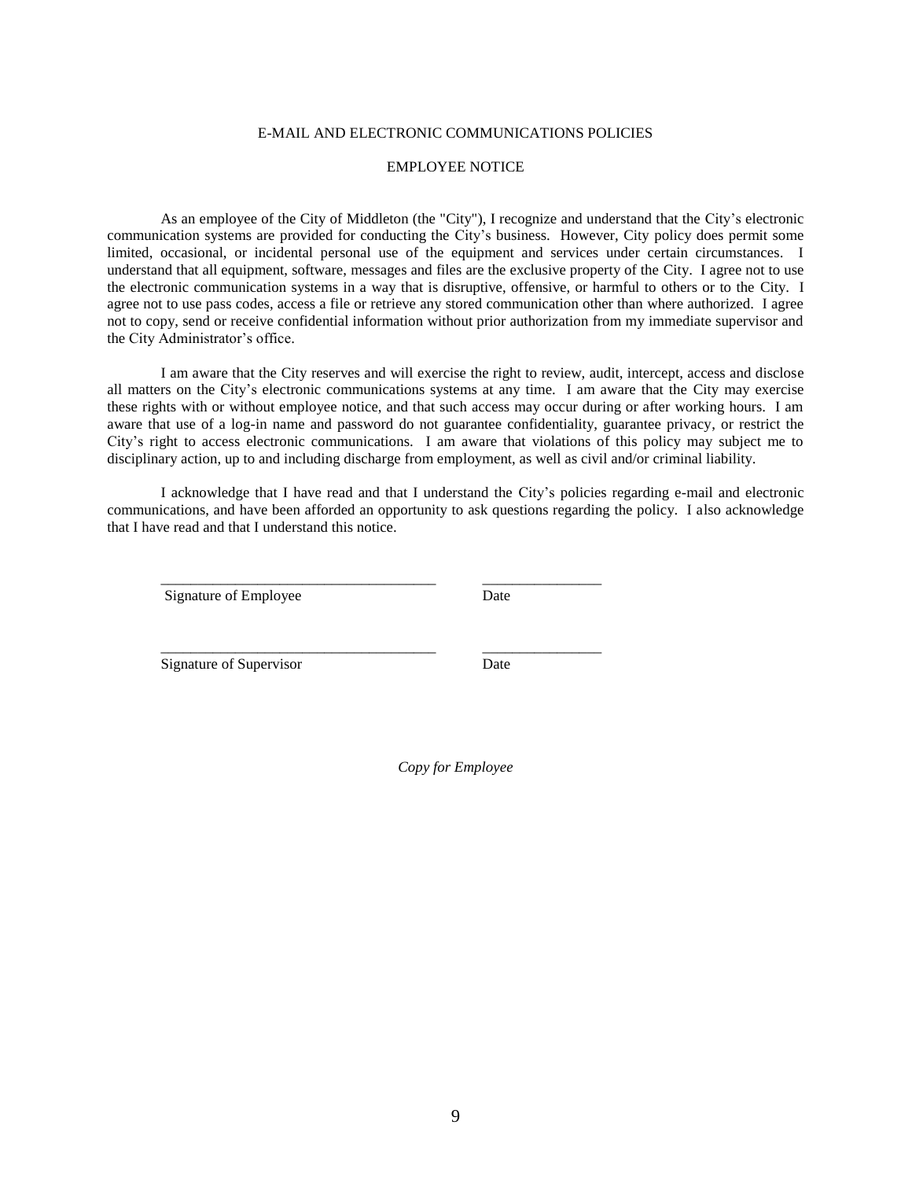## E-MAIL AND ELECTRONIC COMMUNICATIONS POLICIES

### EMPLOYEE NOTICE

As an employee of the City of Middleton (the "City"), I recognize and understand that the City's electronic communication systems are provided for conducting the City's business. However, City policy does permit some limited, occasional, or incidental personal use of the equipment and services under certain circumstances. I understand that all equipment, software, messages and files are the exclusive property of the City. I agree not to use the electronic communication systems in a way that is disruptive, offensive, or harmful to others or to the City. I agree not to use pass codes, access a file or retrieve any stored communication other than where authorized. I agree not to copy, send or receive confidential information without prior authorization from my immediate supervisor and the City Administrator's office.

I am aware that the City reserves and will exercise the right to review, audit, intercept, access and disclose all matters on the City's electronic communications systems at any time. I am aware that the City may exercise these rights with or without employee notice, and that such access may occur during or after working hours. I am aware that use of a log-in name and password do not guarantee confidentiality, guarantee privacy, or restrict the City's right to access electronic communications. I am aware that violations of this policy may subject me to disciplinary action, up to and including discharge from employment, as well as civil and/or criminal liability.

I acknowledge that I have read and that I understand the City's policies regarding e-mail and electronic communications, and have been afforded an opportunity to ask questions regarding the policy. I also acknowledge that I have read and that I understand this notice.

_____________________________________ ________________
Signature of Employee Date

_____________________________________ ________________
Signature of Supervisor Date

*Copy for Employee*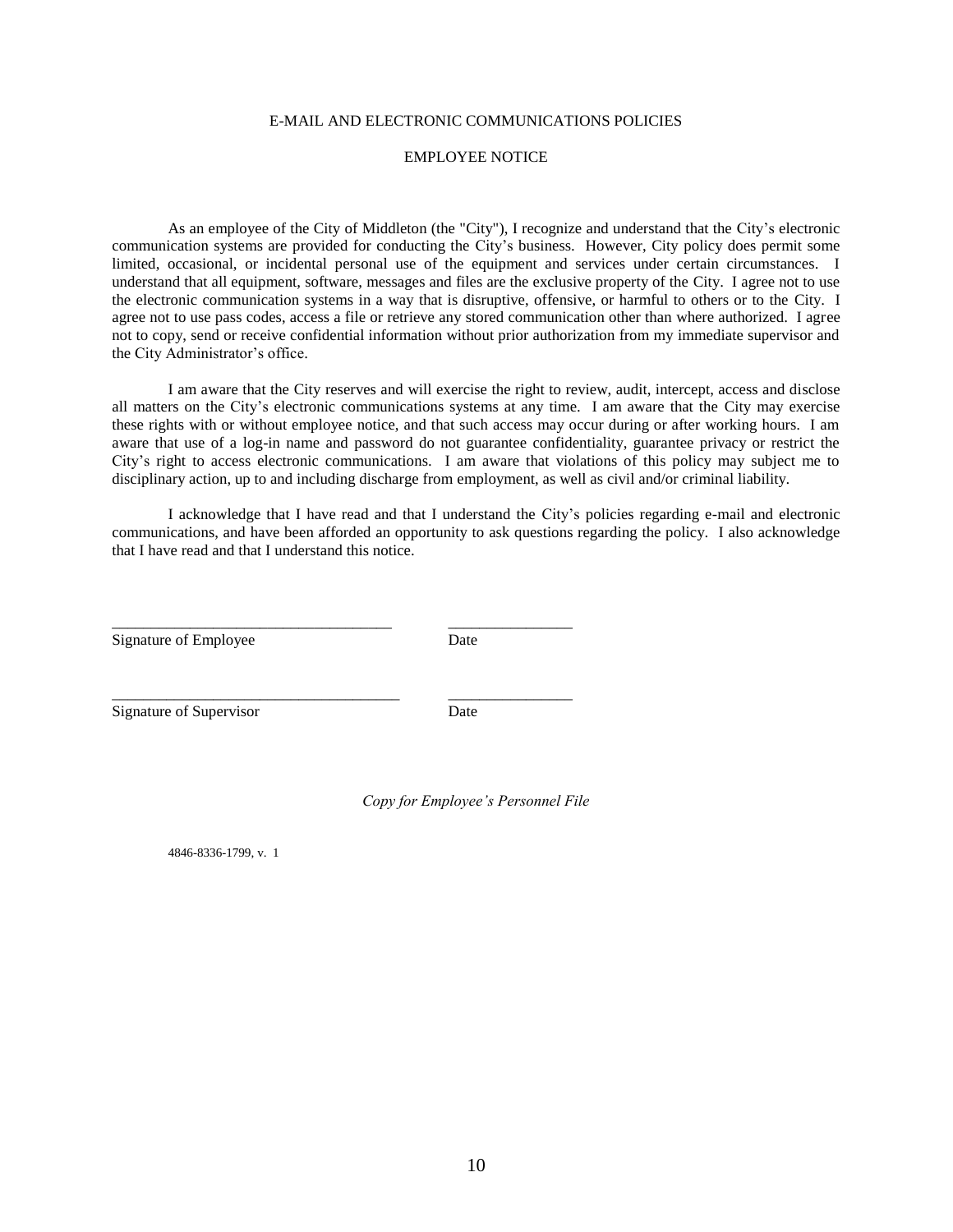# E-MAIL AND ELECTRONIC COMMUNICATIONS POLICIES

## EMPLOYEE NOTICE

As an employee of the City of Middleton (the "City"), I recognize and understand that the City's electronic communication systems are provided for conducting the City's business. However, City policy does permit some limited, occasional, or incidental personal use of the equipment and services under certain circumstances. I understand that all equipment, software, messages and files are the exclusive property of the City. I agree not to use the electronic communication systems in a way that is disruptive, offensive, or harmful to others or to the City. I agree not to use pass codes, access a file or retrieve any stored communication other than where authorized. I agree not to copy, send or receive confidential information without prior authorization from my immediate supervisor and the City Administrator's office.

I am aware that the City reserves and will exercise the right to review, audit, intercept, access and disclose all matters on the City's electronic communications systems at any time. I am aware that the City may exercise these rights with or without employee notice, and that such access may occur during or after working hours. I am aware that use of a log-in name and password do not guarantee confidentiality, guarantee privacy or restrict the City's right to access electronic communications. I am aware that violations of this policy may subject me to disciplinary action, up to and including discharge from employment, as well as civil and/or criminal liability.

I acknowledge that I have read and that I understand the City's policies regarding e-mail and electronic communications, and have been afforded an opportunity to ask questions regarding the policy. I also acknowledge that I have read and that I understand this notice.

____________________________________ ________________
Signature of Employee Date

____________________________________ ________________
Signature of Supervisor Date

*Copy for Employee's Personnel File*

4846-8336-1799, v. 1